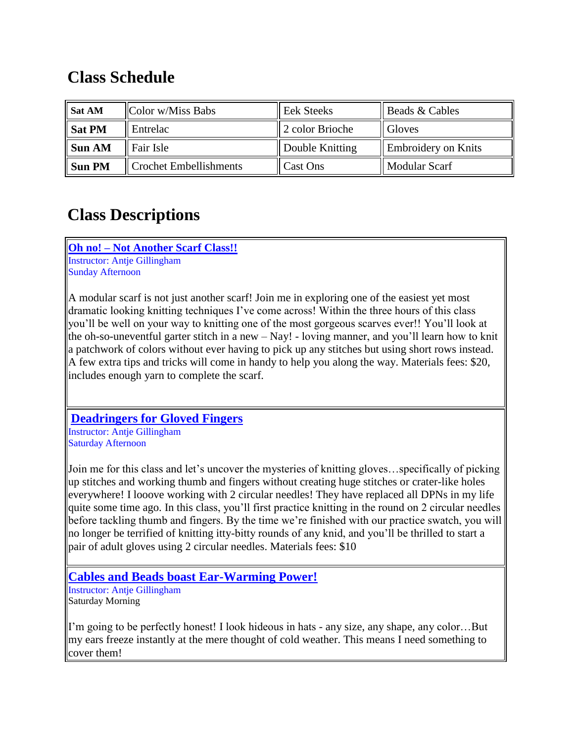## Class Schedule

| **Sat AM** | Color w/Miss Babs | Eek Steeks | Beads & Cables |
|---|---|---|---|
| **Sat PM** | Entrelac | 2 color Brioche | Gloves |
| **Sun AM** | Fair Isle | Double Knitting | Embroidery on Knits |
| **Sun PM** | Crochet Embellishments | Cast Ons | Modular Scarf |

## Class Descriptions

**Oh no! – Not Another Scarf Class!!**
Instructor: Antje Gillingham
Sunday Afternoon

A modular scarf is not just another scarf! Join me in exploring one of the easiest yet most dramatic looking knitting techniques I've come across! Within the three hours of this class you'll be well on your way to knitting one of the most gorgeous scarves ever!! You'll look at the oh-so-uneventful garter stitch in a new – Nay! - loving manner, and you'll learn how to knit a patchwork of colors without ever having to pick up any stitches but using short rows instead. A few extra tips and tricks will come in handy to help you along the way. Materials fees: $20, includes enough yarn to complete the scarf.

**Deadringers for Gloved Fingers**
Instructor: Antje Gillingham
Saturday Afternoon

Join me for this class and let's uncover the mysteries of knitting gloves…specifically of picking up stitches and working thumb and fingers without creating huge stitches or crater-like holes everywhere! I looove working with 2 circular needles! They have replaced all DPNs in my life quite some time ago. In this class, you'll first practice knitting in the round on 2 circular needles before tackling thumb and fingers. By the time we're finished with our practice swatch, you will no longer be terrified of knitting itty-bitty rounds of any knid, and you'll be thrilled to start a pair of adult gloves using 2 circular needles. Materials fees: $10

**Cables and Beads boast Ear-Warming Power!**
Instructor: Antje Gillingham
Saturday Morning

I'm going to be perfectly honest! I look hideous in hats - any size, any shape, any color…But my ears freeze instantly at the mere thought of cold weather. This means I need something to cover them!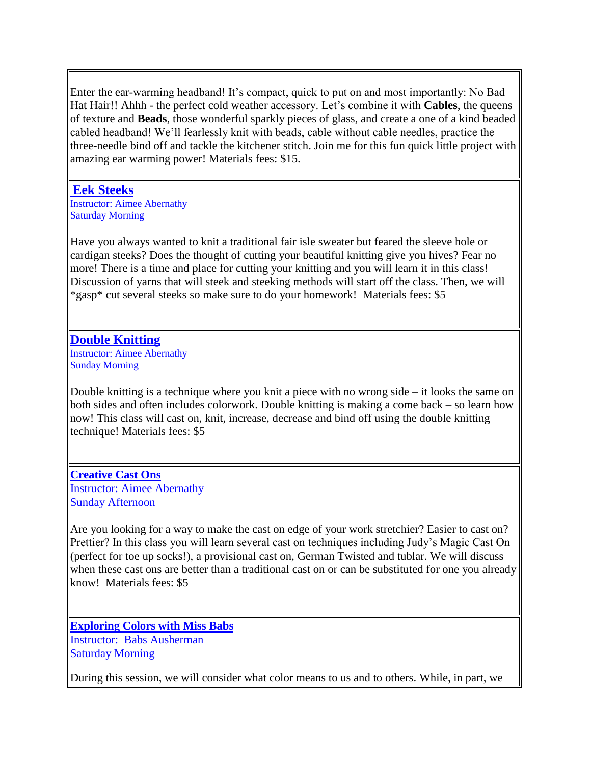Enter the ear-warming headband! It's compact, quick to put on and most importantly: No Bad Hat Hair!! Ahhh - the perfect cold weather accessory. Let's combine it with **Cables**, the queens of texture and **Beads**, those wonderful sparkly pieces of glass, and create a one of a kind beaded cabled headband! We'll fearlessly knit with beads, cable without cable needles, practice the three-needle bind off and tackle the kitchener stitch. Join me for this fun quick little project with amazing ear warming power! Materials fees: $15.

### Eek Steeks

Instructor: Aimee Abernathy
Saturday Morning

Have you always wanted to knit a traditional fair isle sweater but feared the sleeve hole or cardigan steeks? Does the thought of cutting your beautiful knitting give you hives? Fear no more! There is a time and place for cutting your knitting and you will learn it in this class! Discussion of yarns that will steek and steeking methods will start off the class. Then, we will *gasp* cut several steeks so make sure to do your homework! Materials fees: $5

### Double Knitting

Instructor: Aimee Abernathy
Sunday Morning

Double knitting is a technique where you knit a piece with no wrong side – it looks the same on both sides and often includes colorwork. Double knitting is making a come back – so learn how now! This class will cast on, knit, increase, decrease and bind off using the double knitting technique! Materials fees: $5

### Creative Cast Ons

Instructor: Aimee Abernathy
Sunday Afternoon

Are you looking for a way to make the cast on edge of your work stretchier? Easier to cast on? Prettier? In this class you will learn several cast on techniques including Judy's Magic Cast On (perfect for toe up socks!), a provisional cast on, German Twisted and tublar. We will discuss when these cast ons are better than a traditional cast on or can be substituted for one you already know! Materials fees: $5

### Exploring Colors with Miss Babs

Instructor: Babs Ausherman
Saturday Morning

During this session, we will consider what color means to us and to others. While, in part, we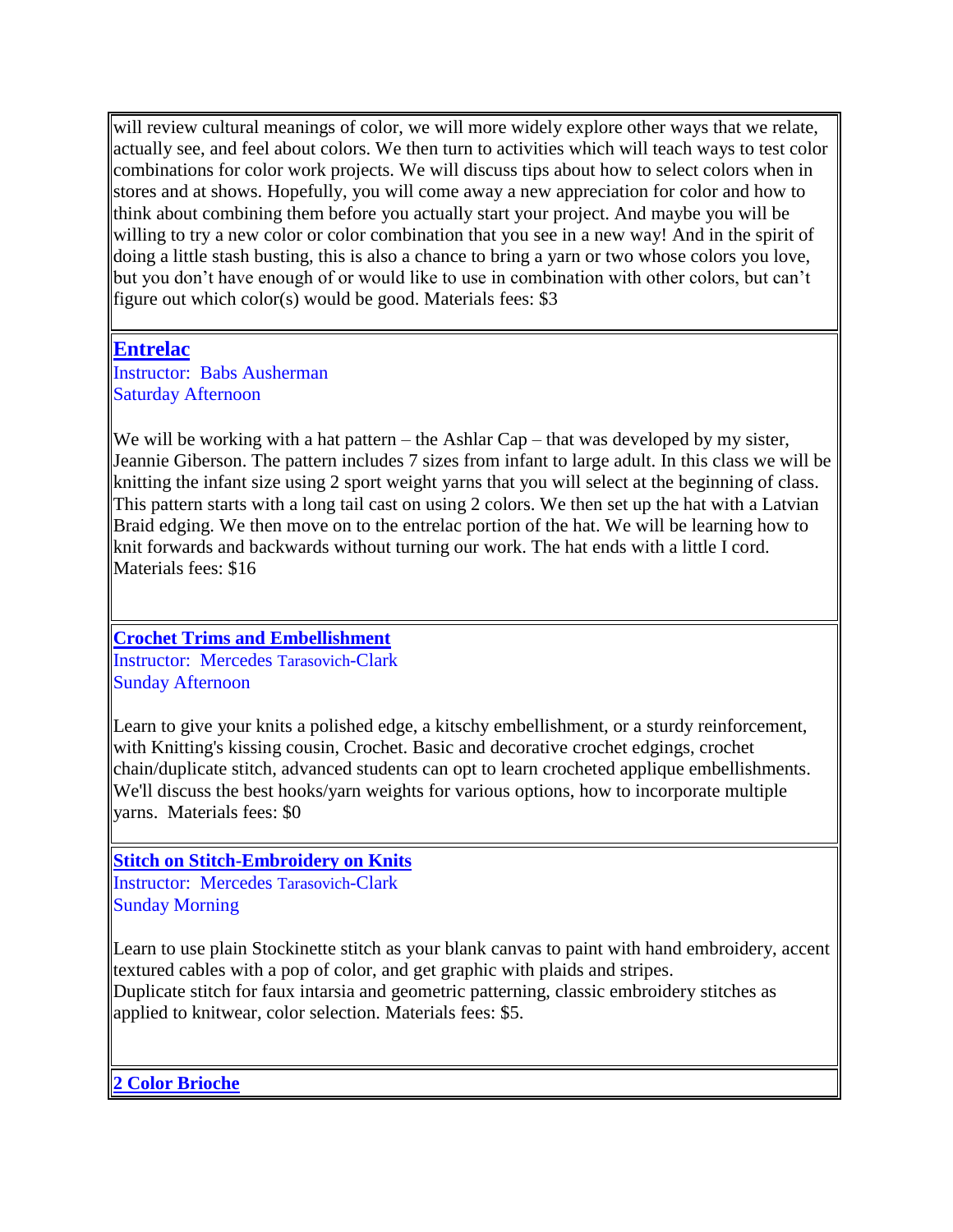will review cultural meanings of color, we will more widely explore other ways that we relate, actually see, and feel about colors. We then turn to activities which will teach ways to test color combinations for color work projects. We will discuss tips about how to select colors when in stores and at shows. Hopefully, you will come away a new appreciation for color and how to think about combining them before you actually start your project. And maybe you will be willing to try a new color or color combination that you see in a new way! And in the spirit of doing a little stash busting, this is also a chance to bring a yarn or two whose colors you love, but you don't have enough of or would like to use in combination with other colors, but can't figure out which color(s) would be good. Materials fees: $3

## Entrelac

Instructor: Babs Ausherman
Saturday Afternoon

We will be working with a hat pattern – the Ashlar Cap – that was developed by my sister, Jeannie Giberson. The pattern includes 7 sizes from infant to large adult. In this class we will be knitting the infant size using 2 sport weight yarns that you will select at the beginning of class. This pattern starts with a long tail cast on using 2 colors. We then set up the hat with a Latvian Braid edging. We then move on to the entrelac portion of the hat. We will be learning how to knit forwards and backwards without turning our work. The hat ends with a little I cord. Materials fees: $16

## Crochet Trims and Embellishment

Instructor: Mercedes Tarasovich-Clark
Sunday Afternoon

Learn to give your knits a polished edge, a kitschy embellishment, or a sturdy reinforcement, with Knitting's kissing cousin, Crochet. Basic and decorative crochet edgings, crochet chain/duplicate stitch, advanced students can opt to learn crocheted applique embellishments. We'll discuss the best hooks/yarn weights for various options, how to incorporate multiple yarns. Materials fees: $0

## Stitch on Stitch-Embroidery on Knits

Instructor: Mercedes Tarasovich-Clark
Sunday Morning

Learn to use plain Stockinette stitch as your blank canvas to paint with hand embroidery, accent textured cables with a pop of color, and get graphic with plaids and stripes.
Duplicate stitch for faux intarsia and geometric patterning, classic embroidery stitches as applied to knitwear, color selection. Materials fees: $5.

## 2 Color Brioche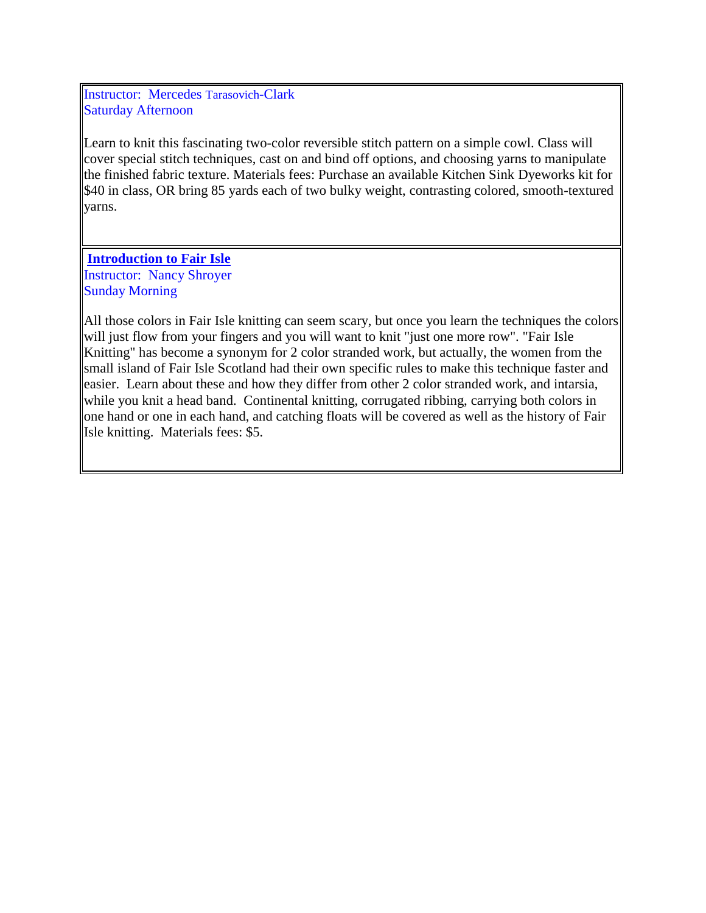Instructor: Mercedes Tarasovich-Clark
Saturday Afternoon

Learn to knit this fascinating two-color reversible stitch pattern on a simple cowl. Class will cover special stitch techniques, cast on and bind off options, and choosing yarns to manipulate the finished fabric texture. Materials fees: Purchase an available Kitchen Sink Dyeworks kit for $40 in class, OR bring 85 yards each of two bulky weight, contrasting colored, smooth-textured yarns.

**Introduction to Fair Isle**

Instructor: Nancy Shroyer
Sunday Morning

All those colors in Fair Isle knitting can seem scary, but once you learn the techniques the colors will just flow from your fingers and you will want to knit "just one more row". "Fair Isle Knitting" has become a synonym for 2 color stranded work, but actually, the women from the small island of Fair Isle Scotland had their own specific rules to make this technique faster and easier. Learn about these and how they differ from other 2 color stranded work, and intarsia, while you knit a head band. Continental knitting, corrugated ribbing, carrying both colors in one hand or one in each hand, and catching floats will be covered as well as the history of Fair Isle knitting. Materials fees: $5.